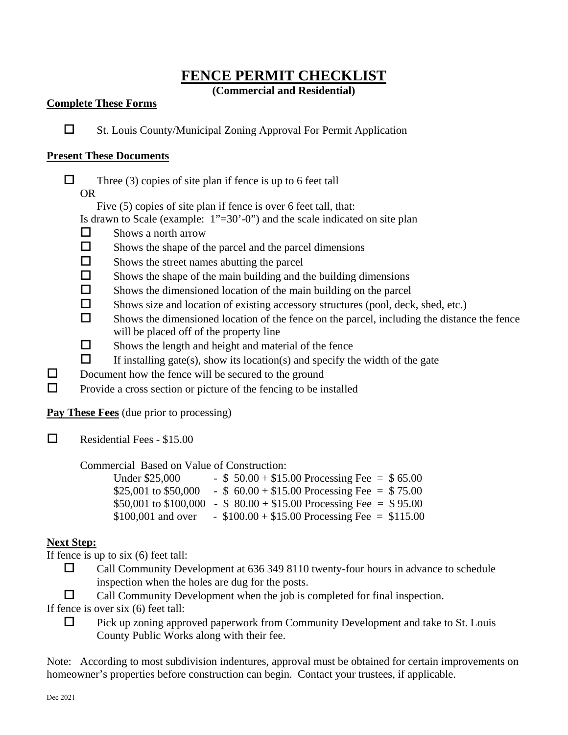# FENCE PERMIT CHECKLIST

**(Commercial and Residential)**

**Complete These Forms**

- ☐ St. Louis County/Municipal Zoning Approval For Permit Application

**Present These Documents**

- ☐ Three (3) copies of site plan if fence is up to 6 feet tall

  OR

  Five (5) copies of site plan if fence is over 6 feet tall, that:

  Is drawn to Scale (example: 1"=30'-0") and the scale indicated on site plan
  - ☐ Shows a north arrow
  - ☐ Shows the shape of the parcel and the parcel dimensions
  - ☐ Shows the street names abutting the parcel
  - ☐ Shows the shape of the main building and the building dimensions
  - ☐ Shows the dimensioned location of the main building on the parcel
  - ☐ Shows size and location of existing accessory structures (pool, deck, shed, etc.)
  - ☐ Shows the dimensioned location of the fence on the parcel, including the distance the fence will be placed off of the property line
  - ☐ Shows the length and height and material of the fence
  - ☐ If installing gate(s), show its location(s) and specify the width of the gate
- ☐ Document how the fence will be secured to the ground
- ☐ Provide a cross section or picture of the fencing to be installed

**Pay These Fees** (due prior to processing)

- ☐ Residential Fees - $15.00

  Commercial Based on Value of Construction:

| | | |
|---|---|---|
| Under $25,000 | - $ 50.00 + $15.00 Processing Fee | = $ 65.00 |
| $25,001 to $50,000 | - $ 60.00 + $15.00 Processing Fee | = $ 75.00 |
| $50,001 to $100,000 | - $ 80.00 + $15.00 Processing Fee | = $ 95.00 |
| $100,001 and over | - $100.00 + $15.00 Processing Fee | = $115.00 |

**Next Step:**

If fence is up to six (6) feet tall:

- ☐ Call Community Development at 636 349 8110 twenty-four hours in advance to schedule inspection when the holes are dug for the posts.
- ☐ Call Community Development when the job is completed for final inspection.

If fence is over six (6) feet tall:

- ☐ Pick up zoning approved paperwork from Community Development and take to St. Louis County Public Works along with their fee.

Note: According to most subdivision indentures, approval must be obtained for certain improvements on homeowner's properties before construction can begin. Contact your trustees, if applicable.

Dec 2021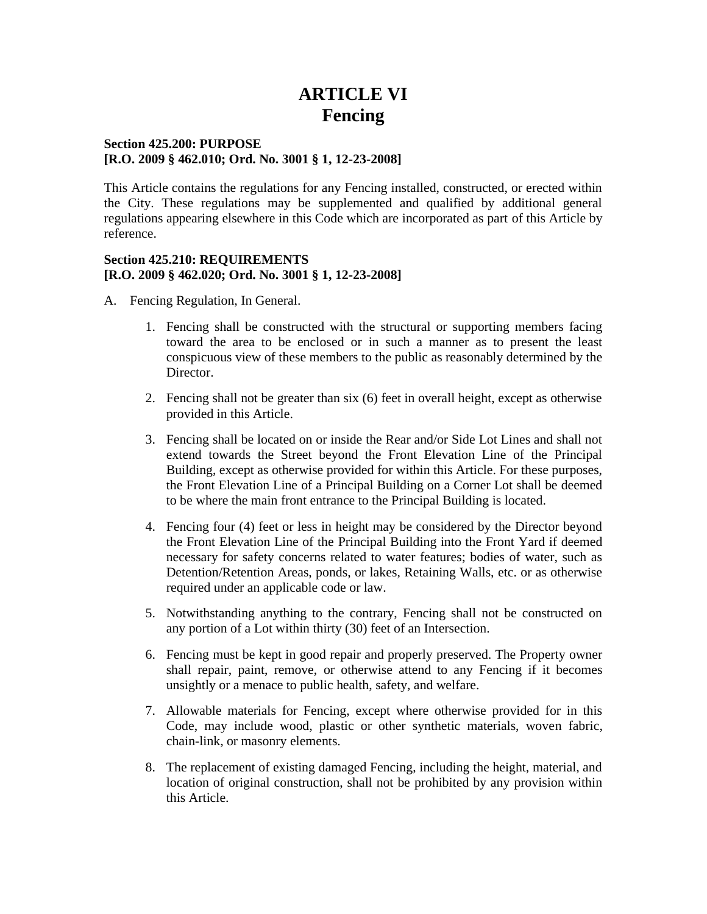# ARTICLE VI
# Fencing

**Section 425.200: PURPOSE**
**[R.O. 2009 § 462.010; Ord. No. 3001 § 1, 12-23-2008]**

This Article contains the regulations for any Fencing installed, constructed, or erected within the City. These regulations may be supplemented and qualified by additional general regulations appearing elsewhere in this Code which are incorporated as part of this Article by reference.

**Section 425.210: REQUIREMENTS**
**[R.O. 2009 § 462.020; Ord. No. 3001 § 1, 12-23-2008]**

A. Fencing Regulation, In General.

1. Fencing shall be constructed with the structural or supporting members facing toward the area to be enclosed or in such a manner as to present the least conspicuous view of these members to the public as reasonably determined by the Director.

2. Fencing shall not be greater than six (6) feet in overall height, except as otherwise provided in this Article.

3. Fencing shall be located on or inside the Rear and/or Side Lot Lines and shall not extend towards the Street beyond the Front Elevation Line of the Principal Building, except as otherwise provided for within this Article. For these purposes, the Front Elevation Line of a Principal Building on a Corner Lot shall be deemed to be where the main front entrance to the Principal Building is located.

4. Fencing four (4) feet or less in height may be considered by the Director beyond the Front Elevation Line of the Principal Building into the Front Yard if deemed necessary for safety concerns related to water features; bodies of water, such as Detention/Retention Areas, ponds, or lakes, Retaining Walls, etc. or as otherwise required under an applicable code or law.

5. Notwithstanding anything to the contrary, Fencing shall not be constructed on any portion of a Lot within thirty (30) feet of an Intersection.

6. Fencing must be kept in good repair and properly preserved. The Property owner shall repair, paint, remove, or otherwise attend to any Fencing if it becomes unsightly or a menace to public health, safety, and welfare.

7. Allowable materials for Fencing, except where otherwise provided for in this Code, may include wood, plastic or other synthetic materials, woven fabric, chain-link, or masonry elements.

8. The replacement of existing damaged Fencing, including the height, material, and location of original construction, shall not be prohibited by any provision within this Article.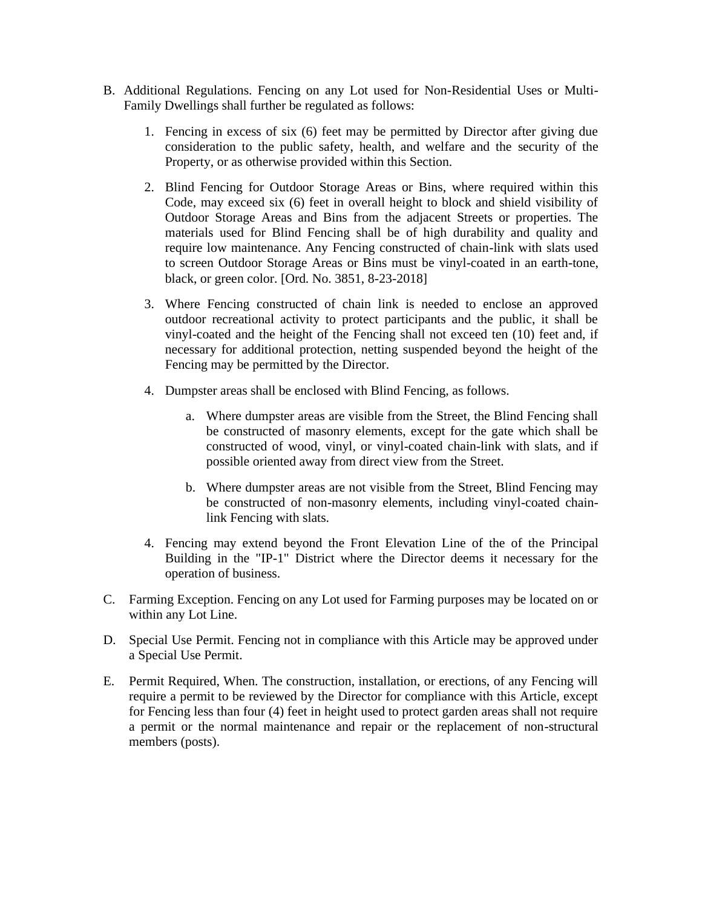B. Additional Regulations. Fencing on any Lot used for Non-Residential Uses or Multi-Family Dwellings shall further be regulated as follows:

   1. Fencing in excess of six (6) feet may be permitted by Director after giving due consideration to the public safety, health, and welfare and the security of the Property, or as otherwise provided within this Section.

   2. Blind Fencing for Outdoor Storage Areas or Bins, where required within this Code, may exceed six (6) feet in overall height to block and shield visibility of Outdoor Storage Areas and Bins from the adjacent Streets or properties. The materials used for Blind Fencing shall be of high durability and quality and require low maintenance. Any Fencing constructed of chain-link with slats used to screen Outdoor Storage Areas or Bins must be vinyl-coated in an earth-tone, black, or green color. [Ord. No. 3851, 8-23-2018]

   3. Where Fencing constructed of chain link is needed to enclose an approved outdoor recreational activity to protect participants and the public, it shall be vinyl-coated and the height of the Fencing shall not exceed ten (10) feet and, if necessary for additional protection, netting suspended beyond the height of the Fencing may be permitted by the Director.

   4. Dumpster areas shall be enclosed with Blind Fencing, as follows.

      a. Where dumpster areas are visible from the Street, the Blind Fencing shall be constructed of masonry elements, except for the gate which shall be constructed of wood, vinyl, or vinyl-coated chain-link with slats, and if possible oriented away from direct view from the Street.

      b. Where dumpster areas are not visible from the Street, Blind Fencing may be constructed of non-masonry elements, including vinyl-coated chain-link Fencing with slats.

   4. Fencing may extend beyond the Front Elevation Line of the of the Principal Building in the "IP-1" District where the Director deems it necessary for the operation of business.

C. Farming Exception. Fencing on any Lot used for Farming purposes may be located on or within any Lot Line.

D. Special Use Permit. Fencing not in compliance with this Article may be approved under a Special Use Permit.

E. Permit Required, When. The construction, installation, or erections, of any Fencing will require a permit to be reviewed by the Director for compliance with this Article, except for Fencing less than four (4) feet in height used to protect garden areas shall not require a permit or the normal maintenance and repair or the replacement of non-structural members (posts).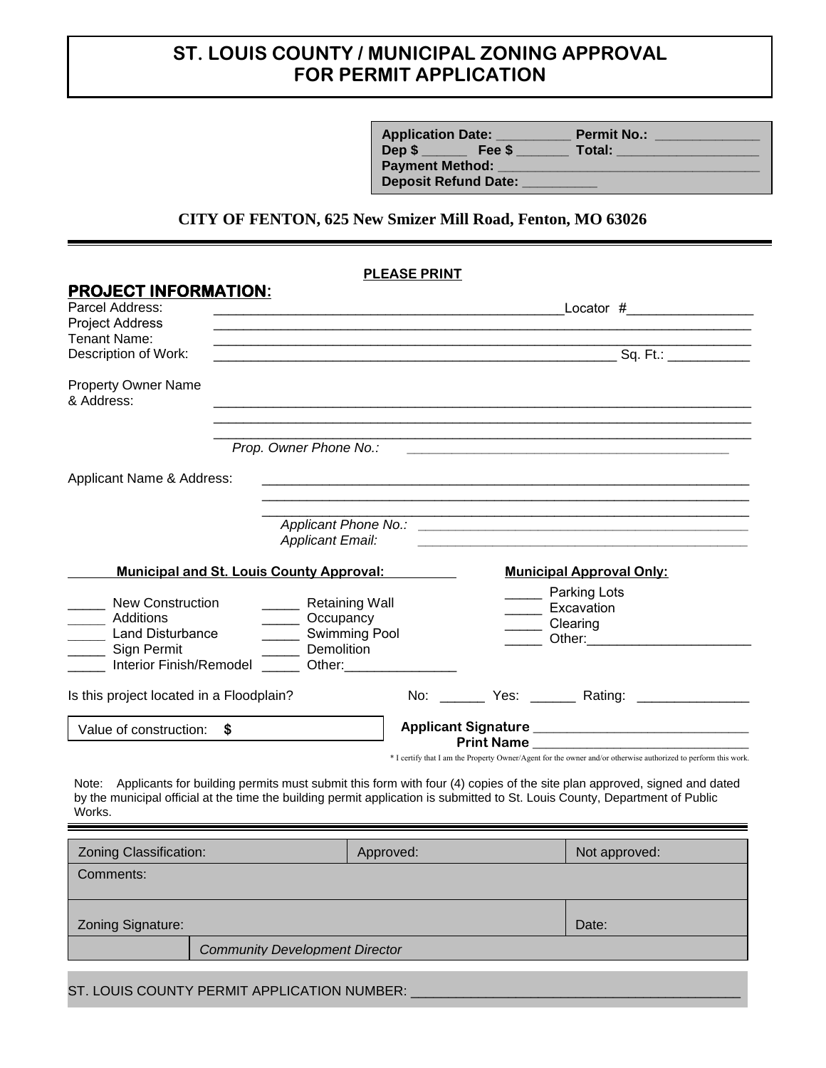# ST. LOUIS COUNTY / MUNICIPAL ZONING APPROVAL FOR PERMIT APPLICATION

**Application Date:** __________ **Permit No.:** ______________
**Dep $** ______ **Fee $** _______ **Total:** ___________________
**Payment Method:** ___________________________________
**Deposit Refund Date:** __________

**CITY OF FENTON, 625 New Smizer Mill Road, Fenton, MO 63026**

**PLEASE PRINT**

## PROJECT INFORMATION:

Parcel Address: _______________________________________________ Locator # ________________
Project Address _____________________________________________________________________
Tenant Name: _____________________________________________________________________
Description of Work: _______________________________________________________ Sq. Ft.: ___________

Property Owner Name & Address: _____________________________________________________________________
_____________________________________________________________________
_____________________________________________________________________
*Prop. Owner Phone No.:* ___________________________________________

Applicant Name & Address: _____________________________________________________________________
_____________________________________________________________________
_____________________________________________________________________
*Applicant Phone No.:* ___________________________________________
*Applicant Email:* ___________________________________________

**Municipal and St. Louis County Approval:**

_____ New Construction
_____ Additions
_____ Land Disturbance
_____ Sign Permit
_____ Interior Finish/Remodel
_____ Retaining Wall
_____ Occupancy
_____ Swimming Pool
_____ Demolition
_____ Other:_______________

**Municipal Approval Only:**

_____ Parking Lots
_____ Excavation
_____ Clearing
_____ Other:_____________________

Is this project located in a Floodplain? No: ______ Yes: ______ Rating: _______________

Value of construction: **$**

**Applicant Signature** _____________________________
**Print Name** _____________________________

\* I certify that I am the Property Owner/Agent for the owner and/or otherwise authorized to perform this work.

Note: Applicants for building permits must submit this form with four (4) copies of the site plan approved, signed and dated by the municipal official at the time the building permit application is submitted to St. Louis County, Department of Public Works.

| | | |
|---|---|---|
| Zoning Classification: | Approved: | Not approved: |
| Comments: | | |
| Zoning Signature: | | Date: |
| | *Community Development Director* | |

ST. LOUIS COUNTY PERMIT APPLICATION NUMBER: ___________________________________________